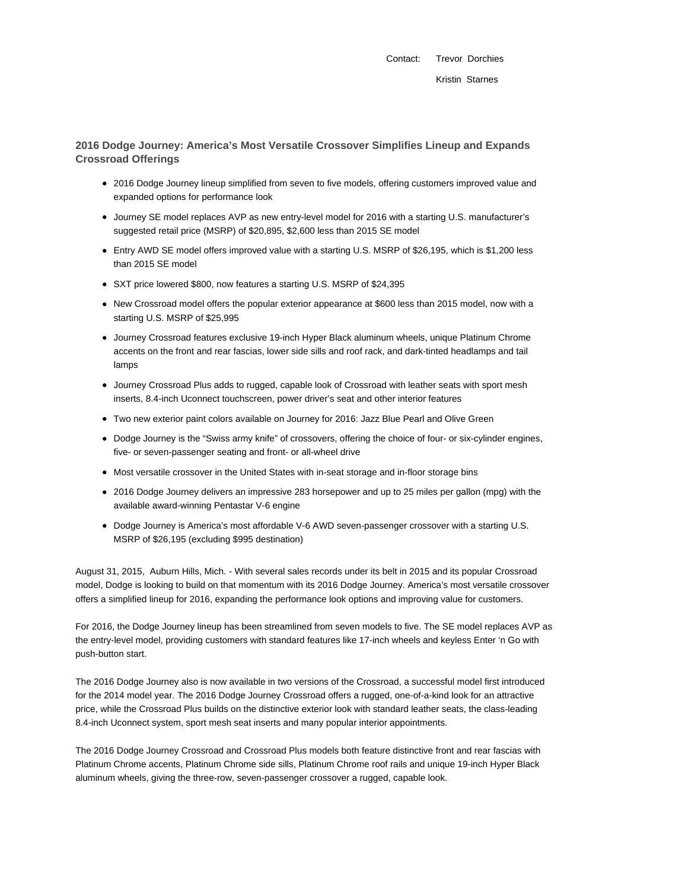Contact: Trevor Dorchies

Kristin Starnes

## 2016 Dodge Journey: America's Most Versatile Crossover Simplifies Lineup and Expands Crossroad Offerings

- 2016 Dodge Journey lineup simplified from seven to five models, offering customers improved value and expanded options for performance look
- Journey SE model replaces AVP as new entry-level model for 2016 with a starting U.S. manufacturer's suggested retail price (MSRP) of $20,895, $2,600 less than 2015 SE model
- Entry AWD SE model offers improved value with a starting U.S. MSRP of $26,195, which is $1,200 less than 2015 SE model
- SXT price lowered $800, now features a starting U.S. MSRP of $24,395
- New Crossroad model offers the popular exterior appearance at $600 less than 2015 model, now with a starting U.S. MSRP of $25,995
- Journey Crossroad features exclusive 19-inch Hyper Black aluminum wheels, unique Platinum Chrome accents on the front and rear fascias, lower side sills and roof rack, and dark-tinted headlamps and tail lamps
- Journey Crossroad Plus adds to rugged, capable look of Crossroad with leather seats with sport mesh inserts, 8.4-inch Uconnect touchscreen, power driver's seat and other interior features
- Two new exterior paint colors available on Journey for 2016: Jazz Blue Pearl and Olive Green
- Dodge Journey is the "Swiss army knife" of crossovers, offering the choice of four- or six-cylinder engines, five- or seven-passenger seating and front- or all-wheel drive
- Most versatile crossover in the United States with in-seat storage and in-floor storage bins
- 2016 Dodge Journey delivers an impressive 283 horsepower and up to 25 miles per gallon (mpg) with the available award-winning Pentastar V-6 engine
- Dodge Journey is America's most affordable V-6 AWD seven-passenger crossover with a starting U.S. MSRP of $26,195 (excluding $995 destination)

August 31, 2015, Auburn Hills, Mich. - With several sales records under its belt in 2015 and its popular Crossroad model, Dodge is looking to build on that momentum with its 2016 Dodge Journey. America's most versatile crossover offers a simplified lineup for 2016, expanding the performance look options and improving value for customers.

For 2016, the Dodge Journey lineup has been streamlined from seven models to five. The SE model replaces AVP as the entry-level model, providing customers with standard features like 17-inch wheels and keyless Enter 'n Go with push-button start.

The 2016 Dodge Journey also is now available in two versions of the Crossroad, a successful model first introduced for the 2014 model year. The 2016 Dodge Journey Crossroad offers a rugged, one-of-a-kind look for an attractive price, while the Crossroad Plus builds on the distinctive exterior look with standard leather seats, the class-leading 8.4-inch Uconnect system, sport mesh seat inserts and many popular interior appointments.

The 2016 Dodge Journey Crossroad and Crossroad Plus models both feature distinctive front and rear fascias with Platinum Chrome accents, Platinum Chrome side sills, Platinum Chrome roof rails and unique 19-inch Hyper Black aluminum wheels, giving the three-row, seven-passenger crossover a rugged, capable look.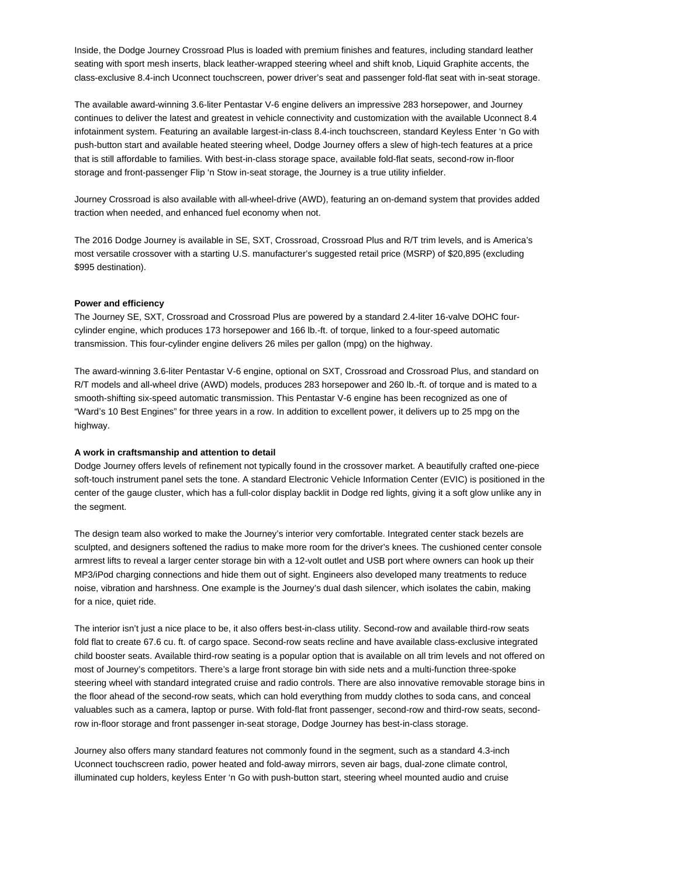Inside, the Dodge Journey Crossroad Plus is loaded with premium finishes and features, including standard leather seating with sport mesh inserts, black leather-wrapped steering wheel and shift knob, Liquid Graphite accents, the class-exclusive 8.4-inch Uconnect touchscreen, power driver's seat and passenger fold-flat seat with in-seat storage.

The available award-winning 3.6-liter Pentastar V-6 engine delivers an impressive 283 horsepower, and Journey continues to deliver the latest and greatest in vehicle connectivity and customization with the available Uconnect 8.4 infotainment system. Featuring an available largest-in-class 8.4-inch touchscreen, standard Keyless Enter 'n Go with push-button start and available heated steering wheel, Dodge Journey offers a slew of high-tech features at a price that is still affordable to families. With best-in-class storage space, available fold-flat seats, second-row in-floor storage and front-passenger Flip 'n Stow in-seat storage, the Journey is a true utility infielder.

Journey Crossroad is also available with all-wheel-drive (AWD), featuring an on-demand system that provides added traction when needed, and enhanced fuel economy when not.

The 2016 Dodge Journey is available in SE, SXT, Crossroad, Crossroad Plus and R/T trim levels, and is America's most versatile crossover with a starting U.S. manufacturer's suggested retail price (MSRP) of $20,895 (excluding $995 destination).

**Power and efficiency**

The Journey SE, SXT, Crossroad and Crossroad Plus are powered by a standard 2.4-liter 16-valve DOHC four-cylinder engine, which produces 173 horsepower and 166 lb.-ft. of torque, linked to a four-speed automatic transmission. This four-cylinder engine delivers 26 miles per gallon (mpg) on the highway.

The award-winning 3.6-liter Pentastar V-6 engine, optional on SXT, Crossroad and Crossroad Plus, and standard on R/T models and all-wheel drive (AWD) models, produces 283 horsepower and 260 lb.-ft. of torque and is mated to a smooth-shifting six-speed automatic transmission. This Pentastar V-6 engine has been recognized as one of "Ward's 10 Best Engines" for three years in a row. In addition to excellent power, it delivers up to 25 mpg on the highway.

**A work in craftsmanship and attention to detail**

Dodge Journey offers levels of refinement not typically found in the crossover market. A beautifully crafted one-piece soft-touch instrument panel sets the tone. A standard Electronic Vehicle Information Center (EVIC) is positioned in the center of the gauge cluster, which has a full-color display backlit in Dodge red lights, giving it a soft glow unlike any in the segment.

The design team also worked to make the Journey's interior very comfortable. Integrated center stack bezels are sculpted, and designers softened the radius to make more room for the driver's knees. The cushioned center console armrest lifts to reveal a larger center storage bin with a 12-volt outlet and USB port where owners can hook up their MP3/iPod charging connections and hide them out of sight. Engineers also developed many treatments to reduce noise, vibration and harshness. One example is the Journey's dual dash silencer, which isolates the cabin, making for a nice, quiet ride.

The interior isn't just a nice place to be, it also offers best-in-class utility. Second-row and available third-row seats fold flat to create 67.6 cu. ft. of cargo space. Second-row seats recline and have available class-exclusive integrated child booster seats. Available third-row seating is a popular option that is available on all trim levels and not offered on most of Journey's competitors. There's a large front storage bin with side nets and a multi-function three-spoke steering wheel with standard integrated cruise and radio controls. There are also innovative removable storage bins in the floor ahead of the second-row seats, which can hold everything from muddy clothes to soda cans, and conceal valuables such as a camera, laptop or purse. With fold-flat front passenger, second-row and third-row seats, second-row in-floor storage and front passenger in-seat storage, Dodge Journey has best-in-class storage.

Journey also offers many standard features not commonly found in the segment, such as a standard 4.3-inch Uconnect touchscreen radio, power heated and fold-away mirrors, seven air bags, dual-zone climate control, illuminated cup holders, keyless Enter 'n Go with push-button start, steering wheel mounted audio and cruise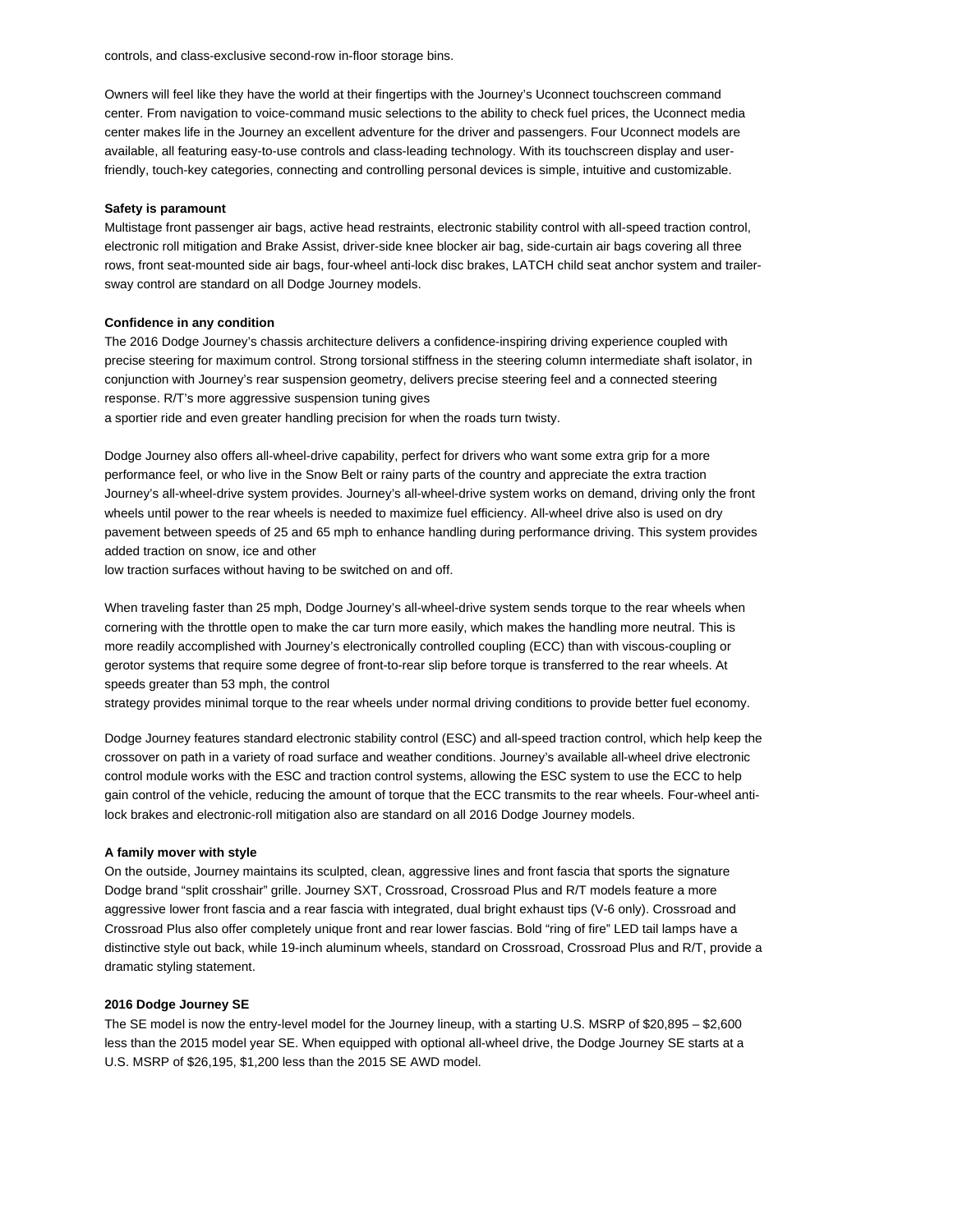controls, and class-exclusive second-row in-floor storage bins.

Owners will feel like they have the world at their fingertips with the Journey's Uconnect touchscreen command center. From navigation to voice-command music selections to the ability to check fuel prices, the Uconnect media center makes life in the Journey an excellent adventure for the driver and passengers. Four Uconnect models are available, all featuring easy-to-use controls and class-leading technology. With its touchscreen display and user-friendly, touch-key categories, connecting and controlling personal devices is simple, intuitive and customizable.

**Safety is paramount**

Multistage front passenger air bags, active head restraints, electronic stability control with all-speed traction control, electronic roll mitigation and Brake Assist, driver-side knee blocker air bag, side-curtain air bags covering all three rows, front seat-mounted side air bags, four-wheel anti-lock disc brakes, LATCH child seat anchor system and trailer-sway control are standard on all Dodge Journey models.

**Confidence in any condition**

The 2016 Dodge Journey's chassis architecture delivers a confidence-inspiring driving experience coupled with precise steering for maximum control. Strong torsional stiffness in the steering column intermediate shaft isolator, in conjunction with Journey's rear suspension geometry, delivers precise steering feel and a connected steering response. R/T's more aggressive suspension tuning gives a sportier ride and even greater handling precision for when the roads turn twisty.

Dodge Journey also offers all-wheel-drive capability, perfect for drivers who want some extra grip for a more performance feel, or who live in the Snow Belt or rainy parts of the country and appreciate the extra traction Journey's all-wheel-drive system provides. Journey's all-wheel-drive system works on demand, driving only the front wheels until power to the rear wheels is needed to maximize fuel efficiency. All-wheel drive also is used on dry pavement between speeds of 25 and 65 mph to enhance handling during performance driving. This system provides added traction on snow, ice and other low traction surfaces without having to be switched on and off.

When traveling faster than 25 mph, Dodge Journey's all-wheel-drive system sends torque to the rear wheels when cornering with the throttle open to make the car turn more easily, which makes the handling more neutral. This is more readily accomplished with Journey's electronically controlled coupling (ECC) than with viscous-coupling or gerotor systems that require some degree of front-to-rear slip before torque is transferred to the rear wheels. At speeds greater than 53 mph, the control strategy provides minimal torque to the rear wheels under normal driving conditions to provide better fuel economy.

Dodge Journey features standard electronic stability control (ESC) and all-speed traction control, which help keep the crossover on path in a variety of road surface and weather conditions. Journey's available all-wheel drive electronic control module works with the ESC and traction control systems, allowing the ESC system to use the ECC to help gain control of the vehicle, reducing the amount of torque that the ECC transmits to the rear wheels. Four-wheel anti-lock brakes and electronic-roll mitigation also are standard on all 2016 Dodge Journey models.

**A family mover with style**

On the outside, Journey maintains its sculpted, clean, aggressive lines and front fascia that sports the signature Dodge brand "split crosshair" grille. Journey SXT, Crossroad, Crossroad Plus and R/T models feature a more aggressive lower front fascia and a rear fascia with integrated, dual bright exhaust tips (V-6 only). Crossroad and Crossroad Plus also offer completely unique front and rear lower fascias. Bold "ring of fire" LED tail lamps have a distinctive style out back, while 19-inch aluminum wheels, standard on Crossroad, Crossroad Plus and R/T, provide a dramatic styling statement.

**2016 Dodge Journey SE**

The SE model is now the entry-level model for the Journey lineup, with a starting U.S. MSRP of $20,895 – $2,600 less than the 2015 model year SE. When equipped with optional all-wheel drive, the Dodge Journey SE starts at a U.S. MSRP of $26,195, $1,200 less than the 2015 SE AWD model.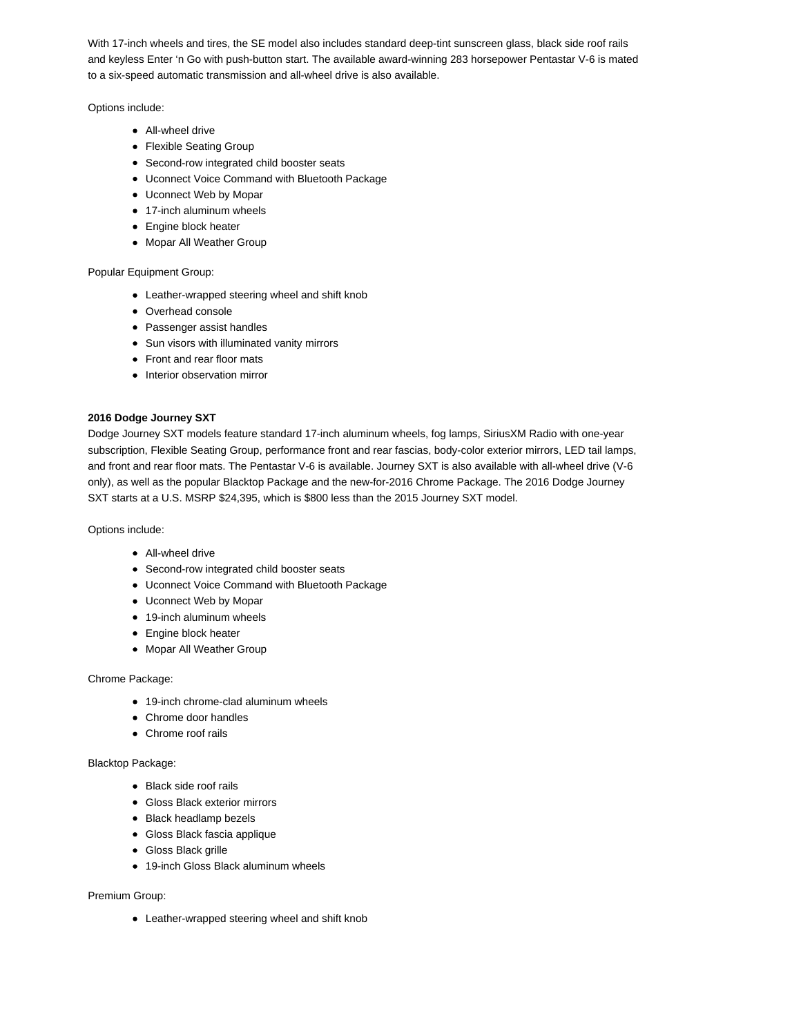With 17-inch wheels and tires, the SE model also includes standard deep-tint sunscreen glass, black side roof rails and keyless Enter ‘n Go with push-button start. The available award-winning 283 horsepower Pentastar V-6 is mated to a six-speed automatic transmission and all-wheel drive is also available.

Options include:

- All-wheel drive
- Flexible Seating Group
- Second-row integrated child booster seats
- Uconnect Voice Command with Bluetooth Package
- Uconnect Web by Mopar
- 17-inch aluminum wheels
- Engine block heater
- Mopar All Weather Group

Popular Equipment Group:

- Leather-wrapped steering wheel and shift knob
- Overhead console
- Passenger assist handles
- Sun visors with illuminated vanity mirrors
- Front and rear floor mats
- Interior observation mirror

**2016 Dodge Journey SXT**

Dodge Journey SXT models feature standard 17-inch aluminum wheels, fog lamps, SiriusXM Radio with one-year subscription, Flexible Seating Group, performance front and rear fascias, body-color exterior mirrors, LED tail lamps, and front and rear floor mats. The Pentastar V-6 is available. Journey SXT is also available with all-wheel drive (V-6 only), as well as the popular Blacktop Package and the new-for-2016 Chrome Package. The 2016 Dodge Journey SXT starts at a U.S. MSRP $24,395, which is $800 less than the 2015 Journey SXT model.

Options include:

- All-wheel drive
- Second-row integrated child booster seats
- Uconnect Voice Command with Bluetooth Package
- Uconnect Web by Mopar
- 19-inch aluminum wheels
- Engine block heater
- Mopar All Weather Group

Chrome Package:

- 19-inch chrome-clad aluminum wheels
- Chrome door handles
- Chrome roof rails

Blacktop Package:

- Black side roof rails
- Gloss Black exterior mirrors
- Black headlamp bezels
- Gloss Black fascia applique
- Gloss Black grille
- 19-inch Gloss Black aluminum wheels

Premium Group:

- Leather-wrapped steering wheel and shift knob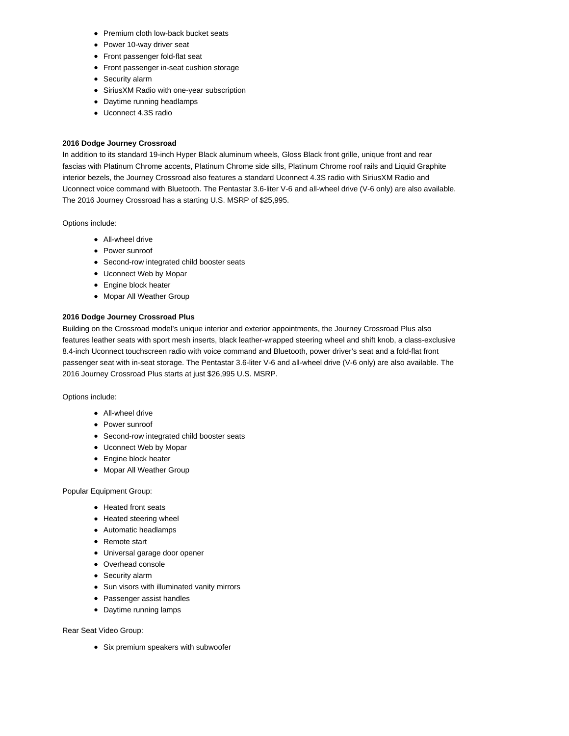- Premium cloth low-back bucket seats
- Power 10-way driver seat
- Front passenger fold-flat seat
- Front passenger in-seat cushion storage
- Security alarm
- SiriusXM Radio with one-year subscription
- Daytime running headlamps
- Uconnect 4.3S radio

**2016 Dodge Journey Crossroad**

In addition to its standard 19-inch Hyper Black aluminum wheels, Gloss Black front grille, unique front and rear fascias with Platinum Chrome accents, Platinum Chrome side sills, Platinum Chrome roof rails and Liquid Graphite interior bezels, the Journey Crossroad also features a standard Uconnect 4.3S radio with SiriusXM Radio and Uconnect voice command with Bluetooth. The Pentastar 3.6-liter V-6 and all-wheel drive (V-6 only) are also available. The 2016 Journey Crossroad has a starting U.S. MSRP of $25,995.

Options include:

- All-wheel drive
- Power sunroof
- Second-row integrated child booster seats
- Uconnect Web by Mopar
- Engine block heater
- Mopar All Weather Group

**2016 Dodge Journey Crossroad Plus**

Building on the Crossroad model's unique interior and exterior appointments, the Journey Crossroad Plus also features leather seats with sport mesh inserts, black leather-wrapped steering wheel and shift knob, a class-exclusive 8.4-inch Uconnect touchscreen radio with voice command and Bluetooth, power driver's seat and a fold-flat front passenger seat with in-seat storage. The Pentastar 3.6-liter V-6 and all-wheel drive (V-6 only) are also available. The 2016 Journey Crossroad Plus starts at just $26,995 U.S. MSRP.

Options include:

- All-wheel drive
- Power sunroof
- Second-row integrated child booster seats
- Uconnect Web by Mopar
- Engine block heater
- Mopar All Weather Group

Popular Equipment Group:

- Heated front seats
- Heated steering wheel
- Automatic headlamps
- Remote start
- Universal garage door opener
- Overhead console
- Security alarm
- Sun visors with illuminated vanity mirrors
- Passenger assist handles
- Daytime running lamps

Rear Seat Video Group:

- Six premium speakers with subwoofer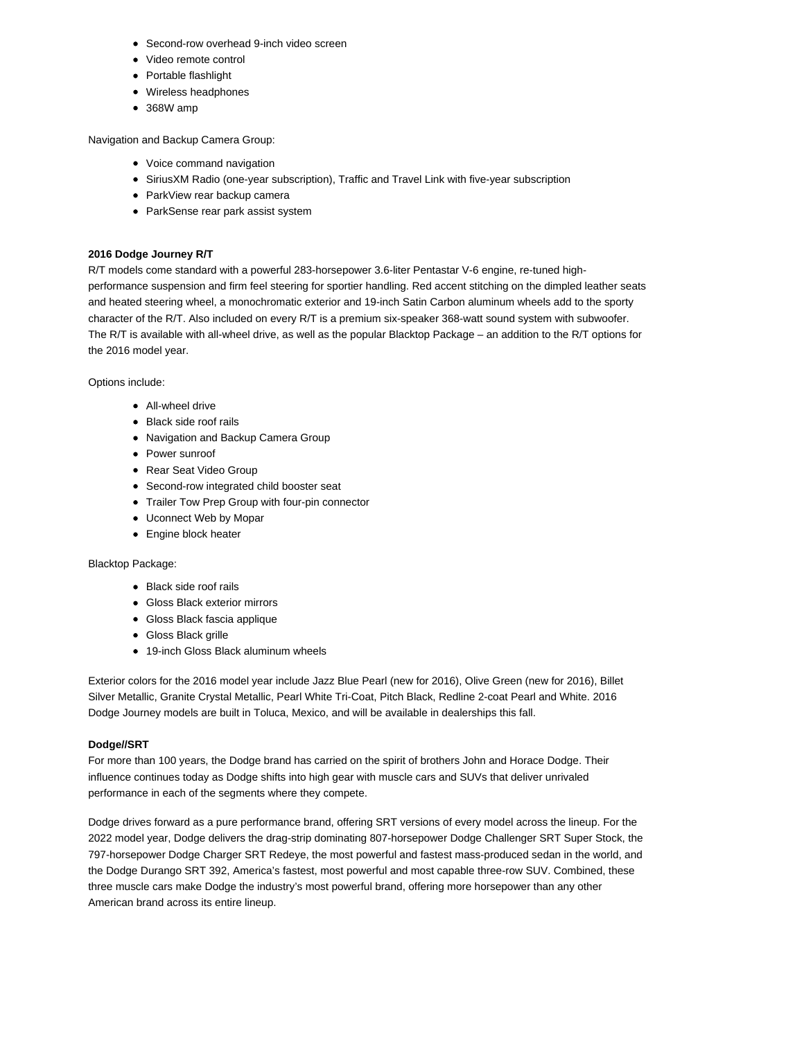- Second-row overhead 9-inch video screen
- Video remote control
- Portable flashlight
- Wireless headphones
- 368W amp

Navigation and Backup Camera Group:

- Voice command navigation
- SiriusXM Radio (one-year subscription), Traffic and Travel Link with five-year subscription
- ParkView rear backup camera
- ParkSense rear park assist system

**2016 Dodge Journey R/T**

R/T models come standard with a powerful 283-horsepower 3.6-liter Pentastar V-6 engine, re-tuned high-performance suspension and firm feel steering for sportier handling. Red accent stitching on the dimpled leather seats and heated steering wheel, a monochromatic exterior and 19-inch Satin Carbon aluminum wheels add to the sporty character of the R/T. Also included on every R/T is a premium six-speaker 368-watt sound system with subwoofer. The R/T is available with all-wheel drive, as well as the popular Blacktop Package – an addition to the R/T options for the 2016 model year.

Options include:

- All-wheel drive
- Black side roof rails
- Navigation and Backup Camera Group
- Power sunroof
- Rear Seat Video Group
- Second-row integrated child booster seat
- Trailer Tow Prep Group with four-pin connector
- Uconnect Web by Mopar
- Engine block heater

Blacktop Package:

- Black side roof rails
- Gloss Black exterior mirrors
- Gloss Black fascia applique
- Gloss Black grille
- 19-inch Gloss Black aluminum wheels

Exterior colors for the 2016 model year include Jazz Blue Pearl (new for 2016), Olive Green (new for 2016), Billet Silver Metallic, Granite Crystal Metallic, Pearl White Tri-Coat, Pitch Black, Redline 2-coat Pearl and White. 2016 Dodge Journey models are built in Toluca, Mexico, and will be available in dealerships this fall.

**Dodge//SRT**

For more than 100 years, the Dodge brand has carried on the spirit of brothers John and Horace Dodge. Their influence continues today as Dodge shifts into high gear with muscle cars and SUVs that deliver unrivaled performance in each of the segments where they compete.

Dodge drives forward as a pure performance brand, offering SRT versions of every model across the lineup. For the 2022 model year, Dodge delivers the drag-strip dominating 807-horsepower Dodge Challenger SRT Super Stock, the 797-horsepower Dodge Charger SRT Redeye, the most powerful and fastest mass-produced sedan in the world, and the Dodge Durango SRT 392, America's fastest, most powerful and most capable three-row SUV. Combined, these three muscle cars make Dodge the industry's most powerful brand, offering more horsepower than any other American brand across its entire lineup.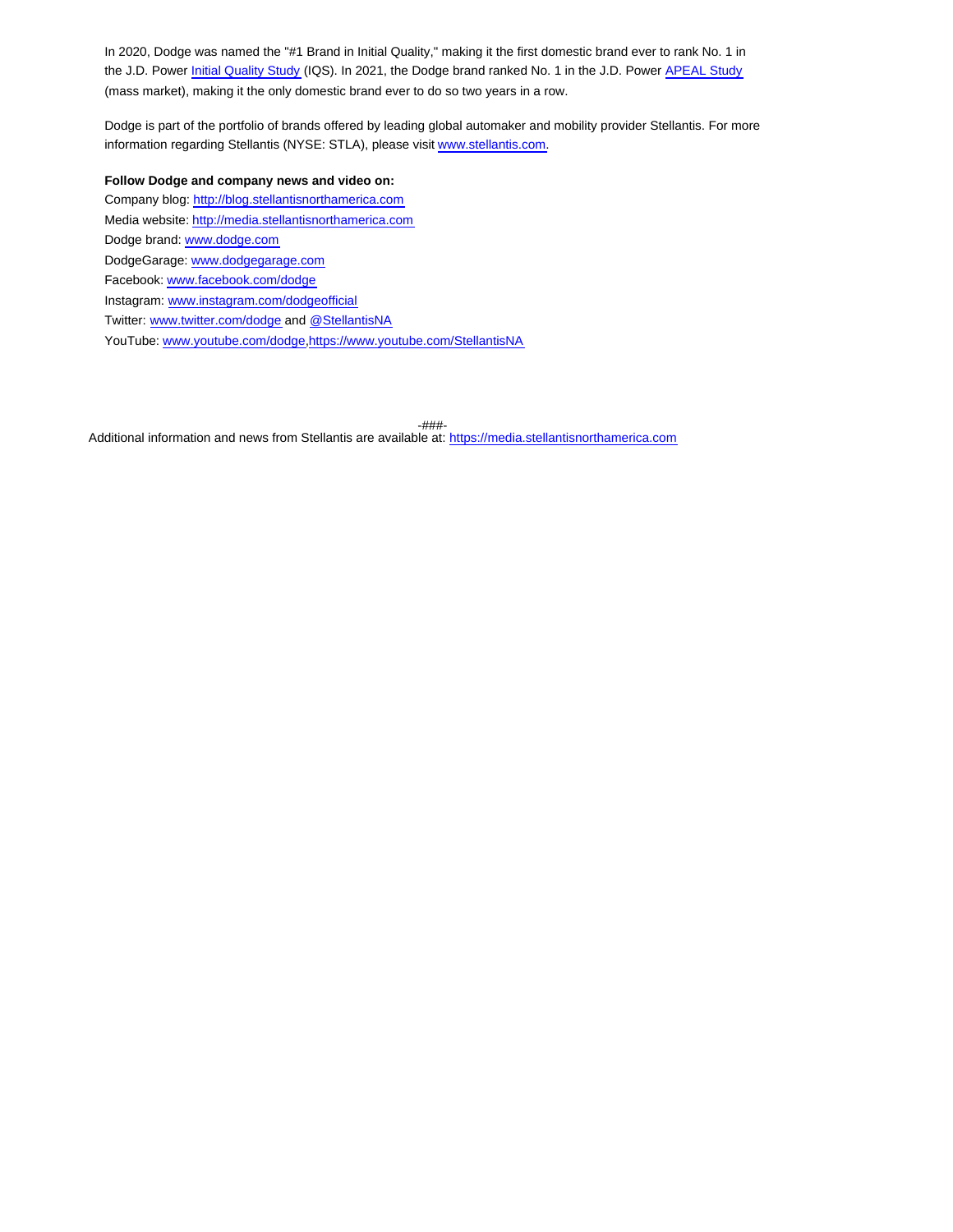In 2020, Dodge was named the "#1 Brand in Initial Quality," making it the first domestic brand ever to rank No. 1 in the J.D. Power Initial Quality Study (IQS). In 2021, the Dodge brand ranked No. 1 in the J.D. Power APEAL Study (mass market), making it the only domestic brand ever to do so two years in a row.

Dodge is part of the portfolio of brands offered by leading global automaker and mobility provider Stellantis. For more information regarding Stellantis (NYSE: STLA), please visit www.stellantis.com.

**Follow Dodge and company news and video on:**

Company blog: http://blog.stellantisnorthamerica.com
Media website: http://media.stellantisnorthamerica.com
Dodge brand: www.dodge.com
DodgeGarage: www.dodgegarage.com
Facebook: www.facebook.com/dodge
Instagram: www.instagram.com/dodgeofficial
Twitter: www.twitter.com/dodge and @StellantisNA
YouTube: www.youtube.com/dodge,https://www.youtube.com/StellantisNA

-###-

Additional information and news from Stellantis are available at: https://media.stellantisnorthamerica.com